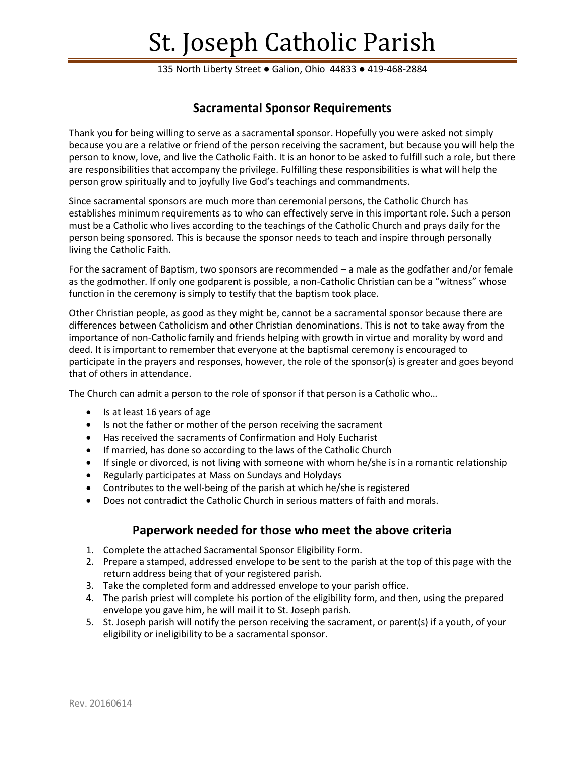# St. Joseph Catholic Parish

135 North Liberty Street ● Galion, Ohio 44833 ● 419-468-2884

## Sacramental Sponsor Requirements

Thank you for being willing to serve as a sacramental sponsor. Hopefully you were asked not simply because you are a relative or friend of the person receiving the sacrament, but because you will help the person to know, love, and live the Catholic Faith. It is an honor to be asked to fulfill such a role, but there are responsibilities that accompany the privilege. Fulfilling these responsibilities is what will help the person grow spiritually and to joyfully live God's teachings and commandments.

Since sacramental sponsors are much more than ceremonial persons, the Catholic Church has establishes minimum requirements as to who can effectively serve in this important role. Such a person must be a Catholic who lives according to the teachings of the Catholic Church and prays daily for the person being sponsored. This is because the sponsor needs to teach and inspire through personally living the Catholic Faith.

For the sacrament of Baptism, two sponsors are recommended – a male as the godfather and/or female as the godmother. If only one godparent is possible, a non-Catholic Christian can be a "witness" whose function in the ceremony is simply to testify that the baptism took place.

Other Christian people, as good as they might be, cannot be a sacramental sponsor because there are differences between Catholicism and other Christian denominations. This is not to take away from the importance of non-Catholic family and friends helping with growth in virtue and morality by word and deed. It is important to remember that everyone at the baptismal ceremony is encouraged to participate in the prayers and responses, however, the role of the sponsor(s) is greater and goes beyond that of others in attendance.

The Church can admit a person to the role of sponsor if that person is a Catholic who…

- Is at least 16 years of age
- Is not the father or mother of the person receiving the sacrament
- Has received the sacraments of Confirmation and Holy Eucharist
- If married, has done so according to the laws of the Catholic Church
- If single or divorced, is not living with someone with whom he/she is in a romantic relationship
- Regularly participates at Mass on Sundays and Holydays
- Contributes to the well-being of the parish at which he/she is registered
- Does not contradict the Catholic Church in serious matters of faith and morals.

## Paperwork needed for those who meet the above criteria

1. Complete the attached Sacramental Sponsor Eligibility Form.
2. Prepare a stamped, addressed envelope to be sent to the parish at the top of this page with the return address being that of your registered parish.
3. Take the completed form and addressed envelope to your parish office.
4. The parish priest will complete his portion of the eligibility form, and then, using the prepared envelope you gave him, he will mail it to St. Joseph parish.
5. St. Joseph parish will notify the person receiving the sacrament, or parent(s) if a youth, of your eligibility or ineligibility to be a sacramental sponsor.

Rev. 20160614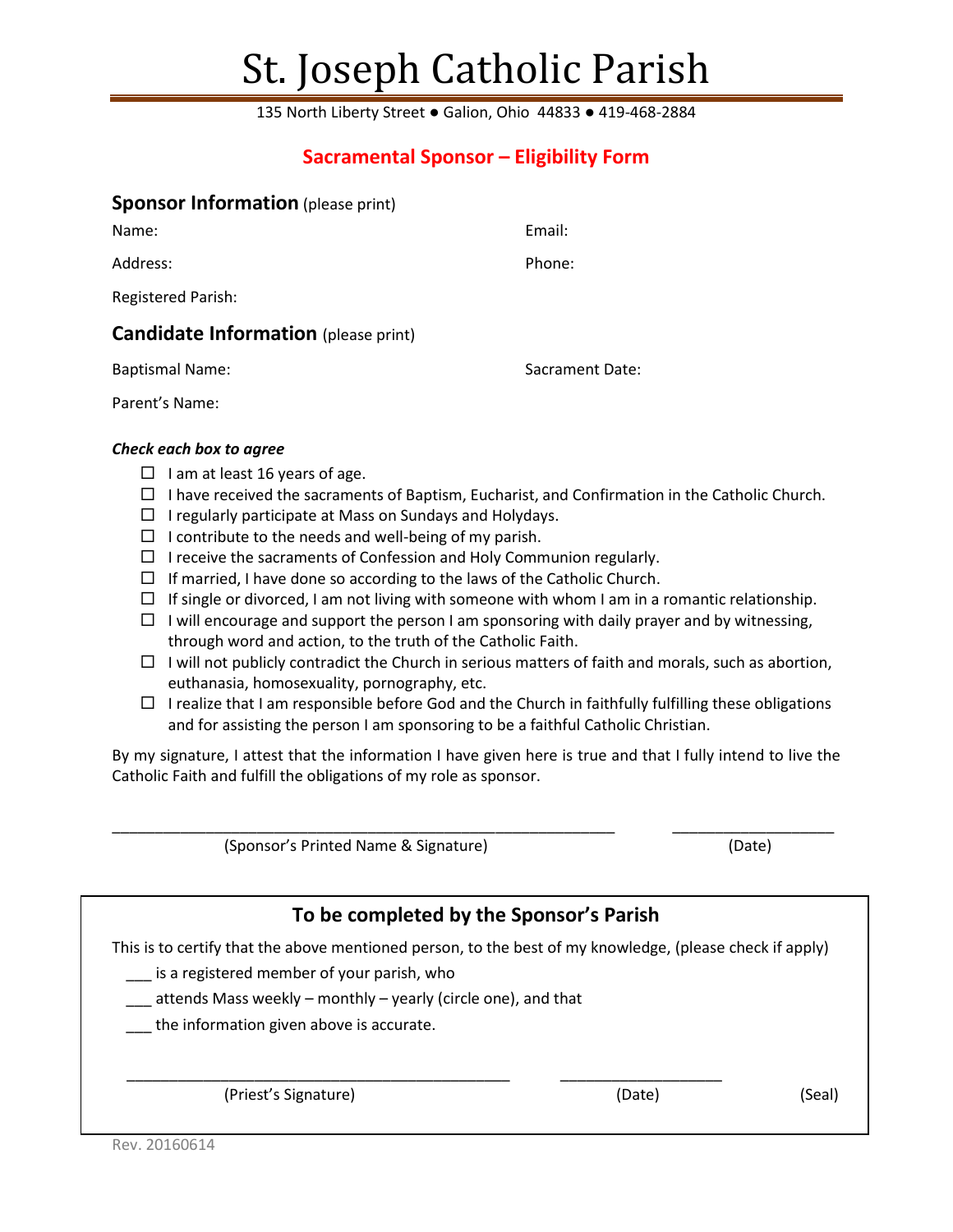# St. Joseph Catholic Parish

135 North Liberty Street ● Galion, Ohio 44833 ● 419-468-2884

## Sacramental Sponsor – Eligibility Form

### Sponsor Information (please print)

Name: 

Email: 

Address: 

Phone: 

Registered Parish: 

### Candidate Information (please print)

Baptismal Name: 

Sacrament Date: 

Parent's Name: 

***Check each box to agree***

- ☐ I am at least 16 years of age.
- ☐ I have received the sacraments of Baptism, Eucharist, and Confirmation in the Catholic Church.
- ☐ I regularly participate at Mass on Sundays and Holydays.
- ☐ I contribute to the needs and well-being of my parish.
- ☐ I receive the sacraments of Confession and Holy Communion regularly.
- ☐ If married, I have done so according to the laws of the Catholic Church.
- ☐ If single or divorced, I am not living with someone with whom I am in a romantic relationship.
- ☐ I will encourage and support the person I am sponsoring with daily prayer and by witnessing, through word and action, to the truth of the Catholic Faith.
- ☐ I will not publicly contradict the Church in serious matters of faith and morals, such as abortion, euthanasia, homosexuality, pornography, etc.
- ☐ I realize that I am responsible before God and the Church in faithfully fulfilling these obligations and for assisting the person I am sponsoring to be a faithful Catholic Christian.

By my signature, I attest that the information I have given here is true and that I fully intend to live the Catholic Faith and fulfill the obligations of my role as sponsor.

_____________________________________________________________ (Sponsor's Printed Name & Signature)

___________________ (Date)

### To be completed by the Sponsor's Parish

This is to certify that the above mentioned person, to the best of my knowledge, (please check if apply)

___ is a registered member of your parish, who

___ attends Mass weekly – monthly – yearly (circle one), and that

___ the information given above is accurate.

_______________________________________________ (Priest's Signature)

___________________ (Date)

(Seal)

Rev. 20160614